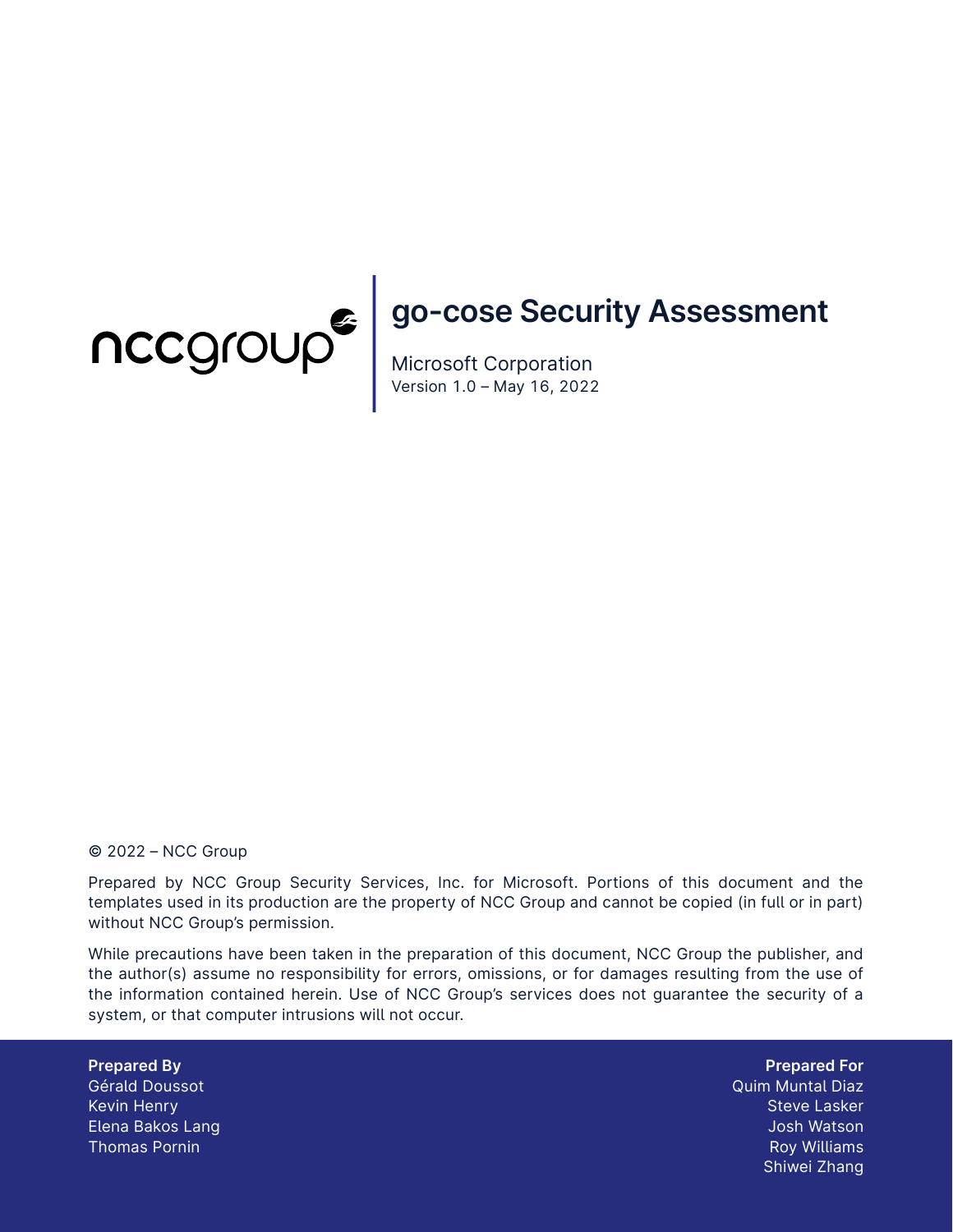nccgroup

# go-cose Security Assessment

Microsoft Corporation

Version 1.0 – May 16, 2022

© 2022 – NCC Group

Prepared by NCC Group Security Services, Inc. for Microsoft. Portions of this document and the templates used in its production are the property of NCC Group and cannot be copied (in full or in part) without NCC Group's permission.

While precautions have been taken in the preparation of this document, NCC Group the publisher, and the author(s) assume no responsibility for errors, omissions, or for damages resulting from the use of the information contained herein. Use of NCC Group's services does not guarantee the security of a system, or that computer intrusions will not occur.

**Prepared By**

Gérald Doussot
Kevin Henry
Elena Bakos Lang
Thomas Pornin

**Prepared For**

Quim Muntal Diaz
Steve Lasker
Josh Watson
Roy Williams
Shiwei Zhang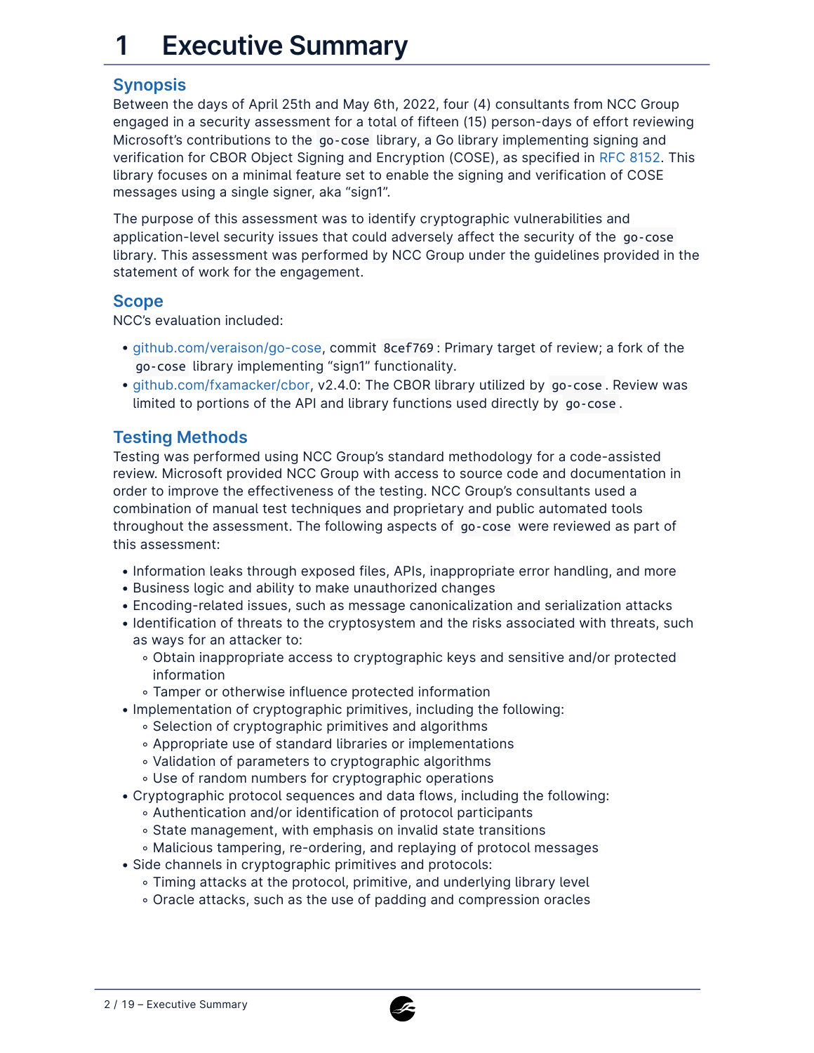# 1 Executive Summary

## Synopsis

Between the days of April 25th and May 6th, 2022, four (4) consultants from NCC Group engaged in a security assessment for a total of fifteen (15) person-days of effort reviewing Microsoft's contributions to the `go-cose` library, a Go library implementing signing and verification for CBOR Object Signing and Encryption (COSE), as specified in RFC 8152. This library focuses on a minimal feature set to enable the signing and verification of COSE messages using a single signer, aka "sign1".

The purpose of this assessment was to identify cryptographic vulnerabilities and application-level security issues that could adversely affect the security of the `go-cose` library. This assessment was performed by NCC Group under the guidelines provided in the statement of work for the engagement.

## Scope

NCC's evaluation included:

- github.com/veraison/go-cose, commit `8cef769`: Primary target of review; a fork of the `go-cose` library implementing "sign1" functionality.
- github.com/fxamacker/cbor, v2.4.0: The CBOR library utilized by `go-cose`. Review was limited to portions of the API and library functions used directly by `go-cose`.

## Testing Methods

Testing was performed using NCC Group's standard methodology for a code-assisted review. Microsoft provided NCC Group with access to source code and documentation in order to improve the effectiveness of the testing. NCC Group's consultants used a combination of manual test techniques and proprietary and public automated tools throughout the assessment. The following aspects of `go-cose` were reviewed as part of this assessment:

- Information leaks through exposed files, APIs, inappropriate error handling, and more
- Business logic and ability to make unauthorized changes
- Encoding-related issues, such as message canonicalization and serialization attacks
- Identification of threats to the cryptosystem and the risks associated with threats, such as ways for an attacker to:
  - Obtain inappropriate access to cryptographic keys and sensitive and/or protected information
  - Tamper or otherwise influence protected information
- Implementation of cryptographic primitives, including the following:
  - Selection of cryptographic primitives and algorithms
  - Appropriate use of standard libraries or implementations
  - Validation of parameters to cryptographic algorithms
  - Use of random numbers for cryptographic operations
- Cryptographic protocol sequences and data flows, including the following:
  - Authentication and/or identification of protocol participants
  - State management, with emphasis on invalid state transitions
  - Malicious tampering, re-ordering, and replaying of protocol messages
- Side channels in cryptographic primitives and protocols:
  - Timing attacks at the protocol, primitive, and underlying library level
  - Oracle attacks, such as the use of padding and compression oracles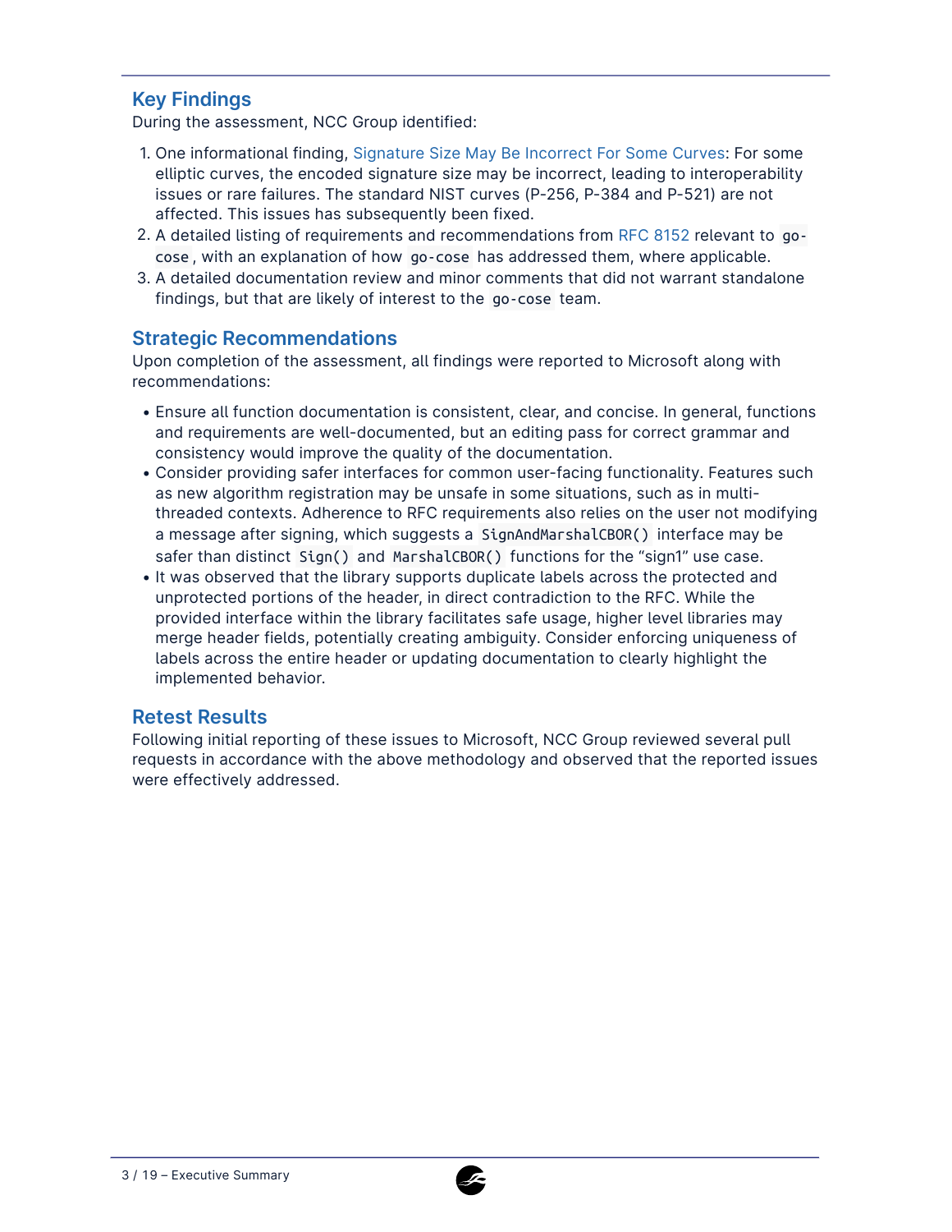## Key Findings

During the assessment, NCC Group identified:

1. One informational finding, Signature Size May Be Incorrect For Some Curves: For some elliptic curves, the encoded signature size may be incorrect, leading to interoperability issues or rare failures. The standard NIST curves (P-256, P-384 and P-521) are not affected. This issues has subsequently been fixed.
2. A detailed listing of requirements and recommendations from RFC 8152 relevant to `go-cose`, with an explanation of how `go-cose` has addressed them, where applicable.
3. A detailed documentation review and minor comments that did not warrant standalone findings, but that are likely of interest to the `go-cose` team.

## Strategic Recommendations

Upon completion of the assessment, all findings were reported to Microsoft along with recommendations:

- Ensure all function documentation is consistent, clear, and concise. In general, functions and requirements are well-documented, but an editing pass for correct grammar and consistency would improve the quality of the documentation.
- Consider providing safer interfaces for common user-facing functionality. Features such as new algorithm registration may be unsafe in some situations, such as in multi-threaded contexts. Adherence to RFC requirements also relies on the user not modifying a message after signing, which suggests a `SignAndMarshalCBOR()` interface may be safer than distinct `Sign()` and `MarshalCBOR()` functions for the "sign1" use case.
- It was observed that the library supports duplicate labels across the protected and unprotected portions of the header, in direct contradiction to the RFC. While the provided interface within the library facilitates safe usage, higher level libraries may merge header fields, potentially creating ambiguity. Consider enforcing uniqueness of labels across the entire header or updating documentation to clearly highlight the implemented behavior.

## Retest Results

Following initial reporting of these issues to Microsoft, NCC Group reviewed several pull requests in accordance with the above methodology and observed that the reported issues were effectively addressed.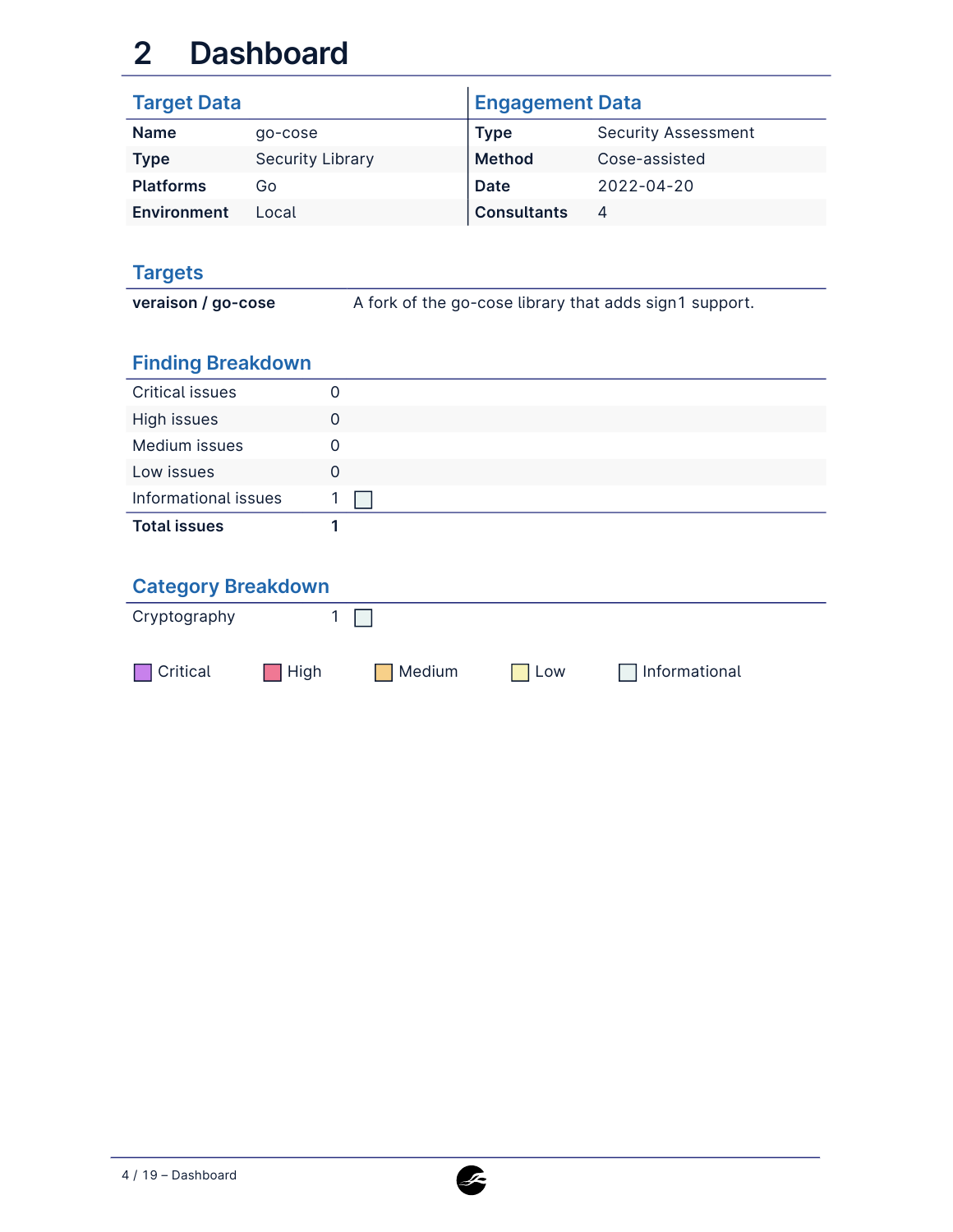# 2 Dashboard

## Target Data

| | |
|---|---|
| **Name** | go-cose |
| **Type** | Security Library |
| **Platforms** | Go |
| **Environment** | Local |

## Engagement Data

| | |
|---|---|
| **Type** | Security Assessment |
| **Method** | Cose-assisted |
| **Date** | 2022-04-20 |
| **Consultants** | 4 |

## Targets

| | |
|---|---|
| **veraison / go-cose** | A fork of the go-cose library that adds sign1 support. |

## Finding Breakdown

| | |
|---|---|
| Critical issues | 0 |
| High issues | 0 |
| Medium issues | 0 |
| Low issues | 0 |
| Informational issues | 1 |
| **Total issues** | **1** |

## Category Breakdown

| | |
|---|---|
| Cryptography | 1 |

Critical  High  Medium  Low  Informational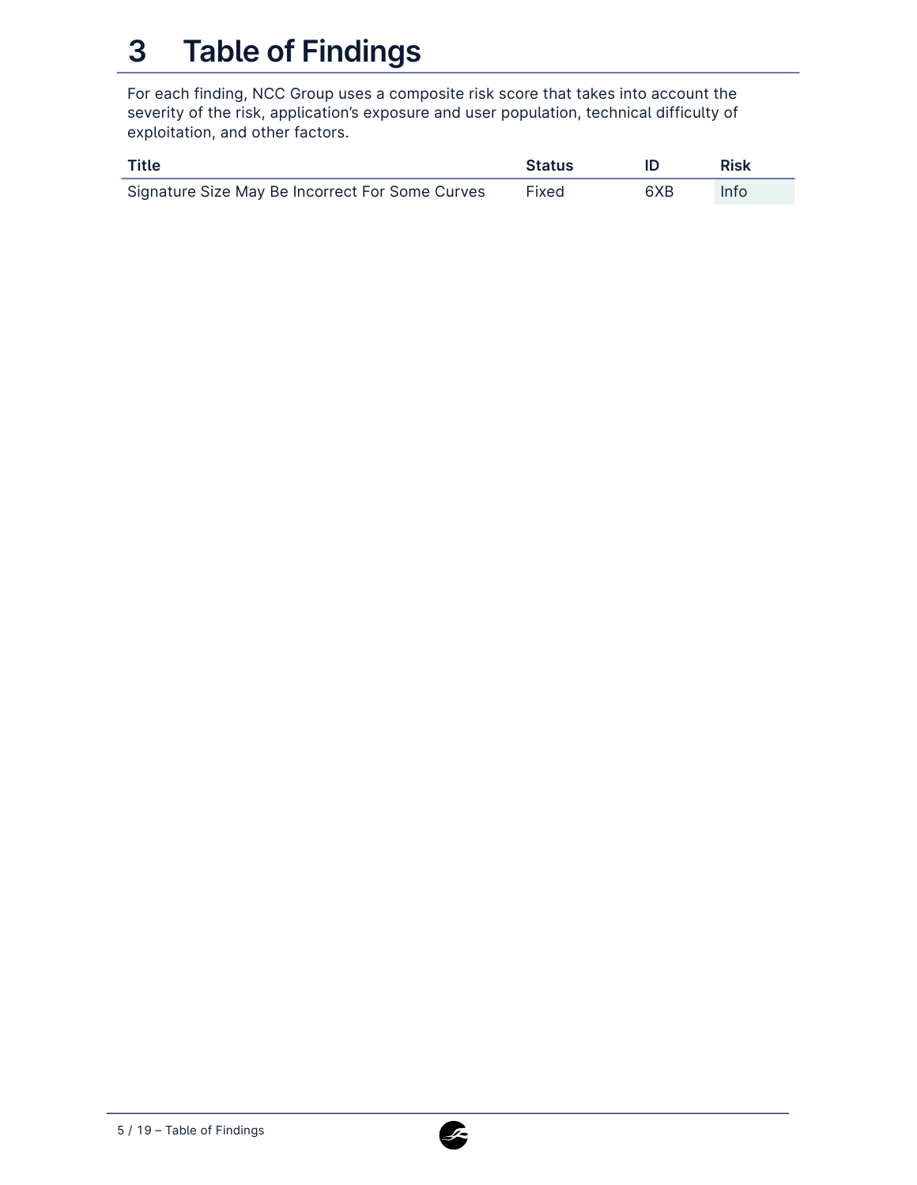# 3 Table of Findings

For each finding, NCC Group uses a composite risk score that takes into account the severity of the risk, application's exposure and user population, technical difficulty of exploitation, and other factors.

| Title | Status | ID | Risk |
|---|---|---|---|
| Signature Size May Be Incorrect For Some Curves | Fixed | 6XB | Info |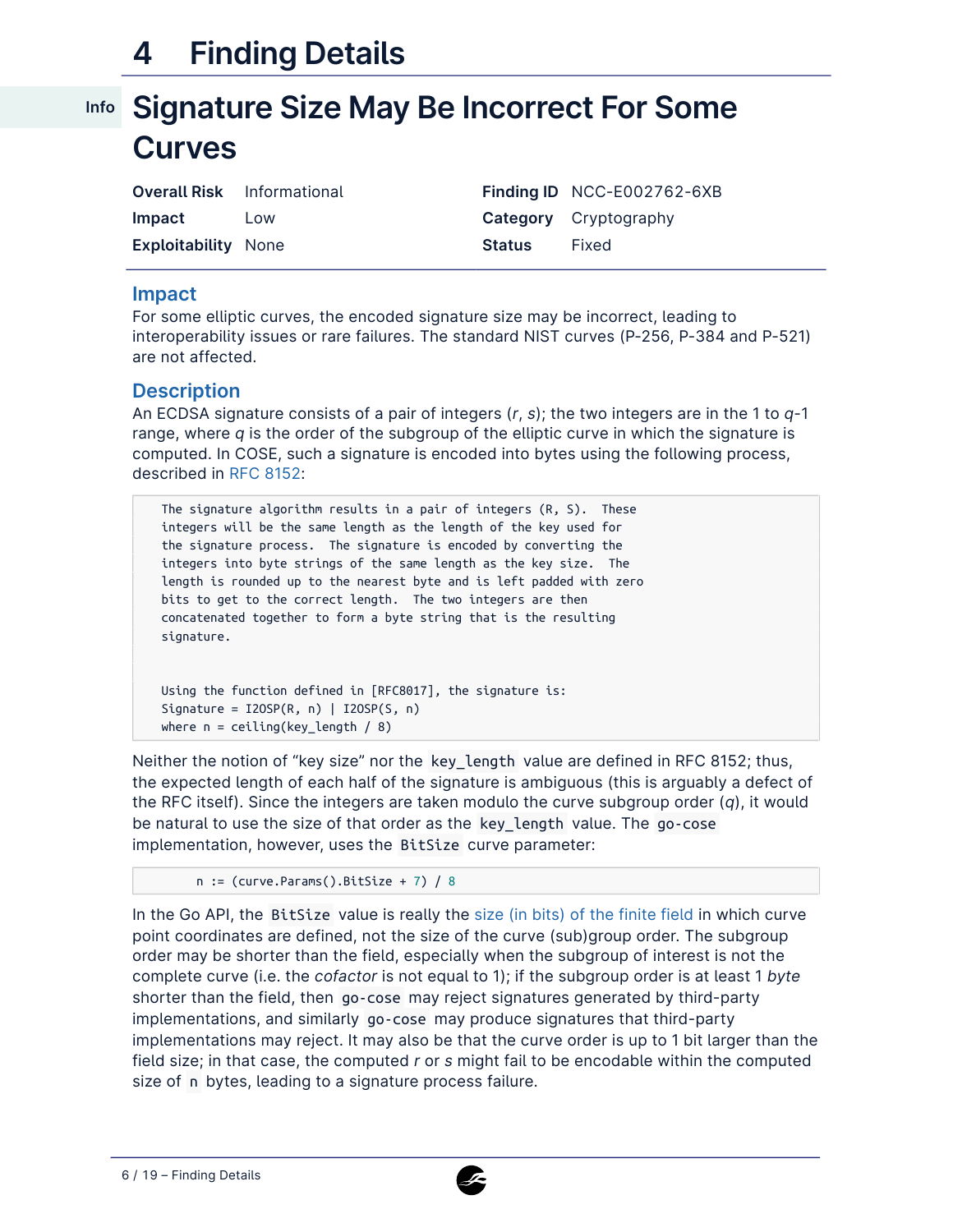# 4 Finding Details

## Info — Signature Size May Be Incorrect For Some Curves

| | | | |
|---|---|---|---|
| **Overall Risk** | Informational | **Finding ID** | NCC-E002762-6XB |
| **Impact** | Low | **Category** | Cryptography |
| **Exploitability** | None | **Status** | Fixed |

### Impact

For some elliptic curves, the encoded signature size may be incorrect, leading to interoperability issues or rare failures. The standard NIST curves (P-256, P-384 and P-521) are not affected.

### Description

An ECDSA signature consists of a pair of integers ($r$, $s$); the two integers are in the 1 to $q$-1 range, where $q$ is the order of the subgroup of the elliptic curve in which the signature is computed. In COSE, such a signature is encoded into bytes using the following process, described in RFC 8152:

```
The signature algorithm results in a pair of integers (R, S).  These
integers will be the same length as the length of the key used for
the signature process.  The signature is encoded by converting the
integers into byte strings of the same length as the key size.  The
length is rounded up to the nearest byte and is left padded with zero
bits to get to the correct length.  The two integers are then
concatenated together to form a byte string that is the resulting
signature.


Using the function defined in [RFC8017], the signature is:
Signature = I2OSP(R, n) | I2OSP(S, n)
where n = ceiling(key_length / 8)
```

Neither the notion of "key size" nor the `key_length` value are defined in RFC 8152; thus, the expected length of each half of the signature is ambiguous (this is arguably a defect of the RFC itself). Since the integers are taken modulo the curve subgroup order ($q$), it would be natural to use the size of that order as the `key_length` value. The `go-cose` implementation, however, uses the `BitSize` curve parameter:

```
        n := (curve.Params().BitSize + 7) / 8
```

In the Go API, the `BitSize` value is really the size (in bits) of the finite field in which curve point coordinates are defined, not the size of the curve (sub)group order. The subgroup order may be shorter than the field, especially when the subgroup of interest is not the complete curve (i.e. the *cofactor* is not equal to 1); if the subgroup order is at least 1 *byte* shorter than the field, then `go-cose` may reject signatures generated by third-party implementations, and similarly `go-cose` may produce signatures that third-party implementations may reject. It may also be that the curve order is up to 1 bit larger than the field size; in that case, the computed $r$ or $s$ might fail to be encodable within the computed size of `n` bytes, leading to a signature process failure.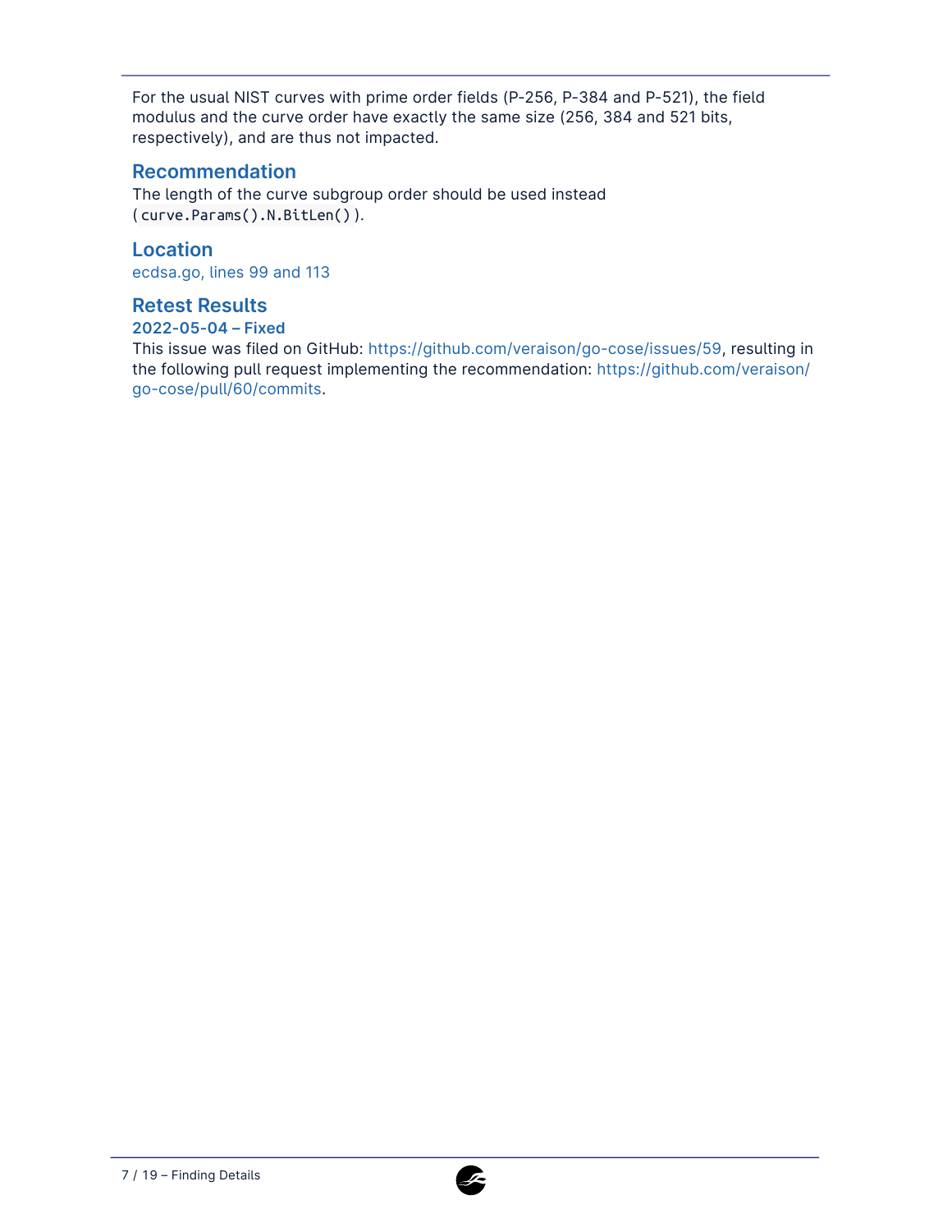For the usual NIST curves with prime order fields (P-256, P-384 and P-521), the field modulus and the curve order have exactly the same size (256, 384 and 521 bits, respectively), and are thus not impacted.

### Recommendation

The length of the curve subgroup order should be used instead (`curve.Params().N.BitLen()`).

### Location

ecdsa.go, lines 99 and 113

### Retest Results

**2022-05-04 – Fixed**

This issue was filed on GitHub: https://github.com/veraison/go-cose/issues/59, resulting in the following pull request implementing the recommendation: https://github.com/veraison/go-cose/pull/60/commits.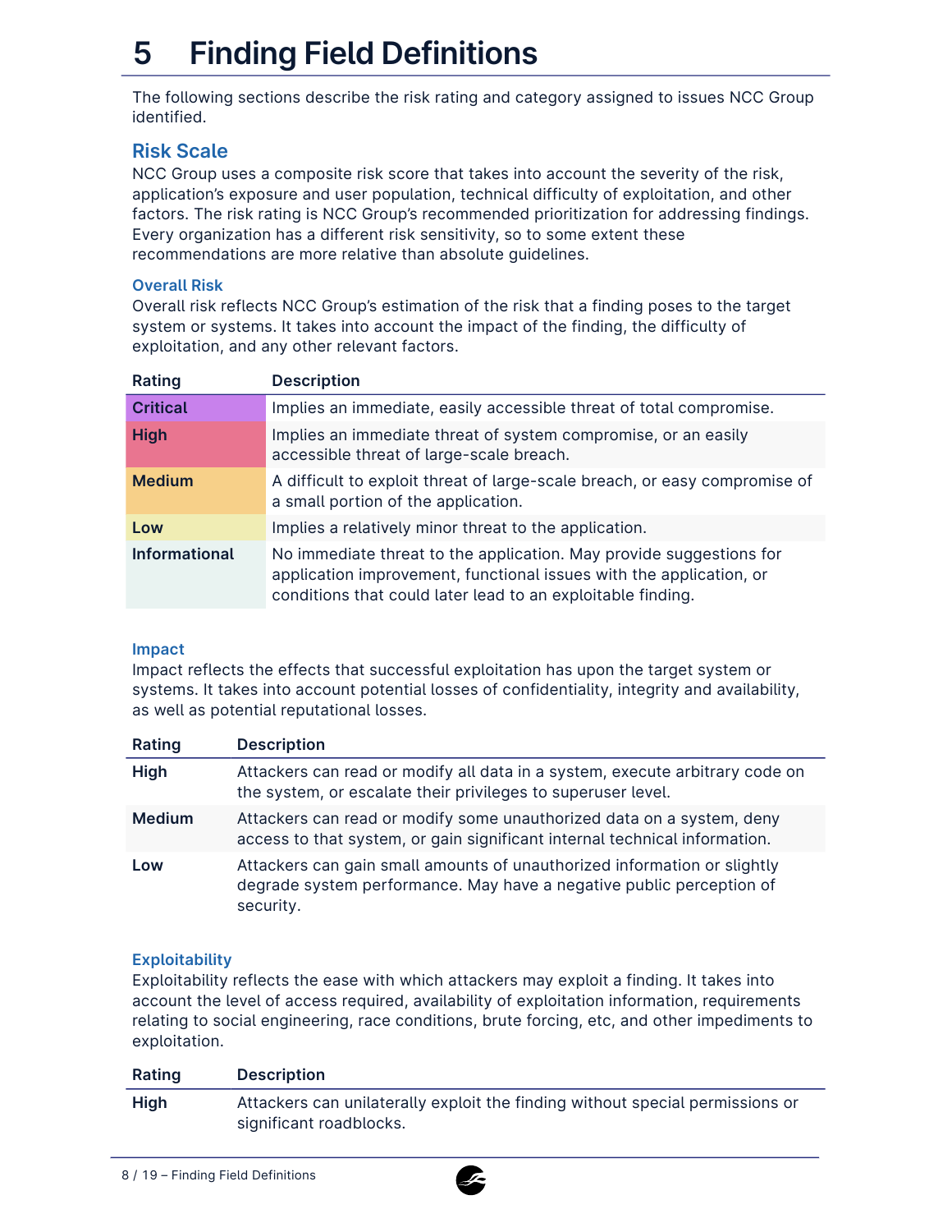# 5 Finding Field Definitions

The following sections describe the risk rating and category assigned to issues NCC Group identified.

## Risk Scale

NCC Group uses a composite risk score that takes into account the severity of the risk, application's exposure and user population, technical difficulty of exploitation, and other factors. The risk rating is NCC Group's recommended prioritization for addressing findings. Every organization has a different risk sensitivity, so to some extent these recommendations are more relative than absolute guidelines.

### Overall Risk

Overall risk reflects NCC Group's estimation of the risk that a finding poses to the target system or systems. It takes into account the impact of the finding, the difficulty of exploitation, and any other relevant factors.

| Rating | Description |
|---|---|
| **Critical** | Implies an immediate, easily accessible threat of total compromise. |
| **High** | Implies an immediate threat of system compromise, or an easily accessible threat of large-scale breach. |
| **Medium** | A difficult to exploit threat of large-scale breach, or easy compromise of a small portion of the application. |
| **Low** | Implies a relatively minor threat to the application. |
| **Informational** | No immediate threat to the application. May provide suggestions for application improvement, functional issues with the application, or conditions that could later lead to an exploitable finding. |

### Impact

Impact reflects the effects that successful exploitation has upon the target system or systems. It takes into account potential losses of confidentiality, integrity and availability, as well as potential reputational losses.

| Rating | Description |
|---|---|
| **High** | Attackers can read or modify all data in a system, execute arbitrary code on the system, or escalate their privileges to superuser level. |
| **Medium** | Attackers can read or modify some unauthorized data on a system, deny access to that system, or gain significant internal technical information. |
| **Low** | Attackers can gain small amounts of unauthorized information or slightly degrade system performance. May have a negative public perception of security. |

### Exploitability

Exploitability reflects the ease with which attackers may exploit a finding. It takes into account the level of access required, availability of exploitation information, requirements relating to social engineering, race conditions, brute forcing, etc, and other impediments to exploitation.

| Rating | Description |
|---|---|
| **High** | Attackers can unilaterally exploit the finding without special permissions or significant roadblocks. |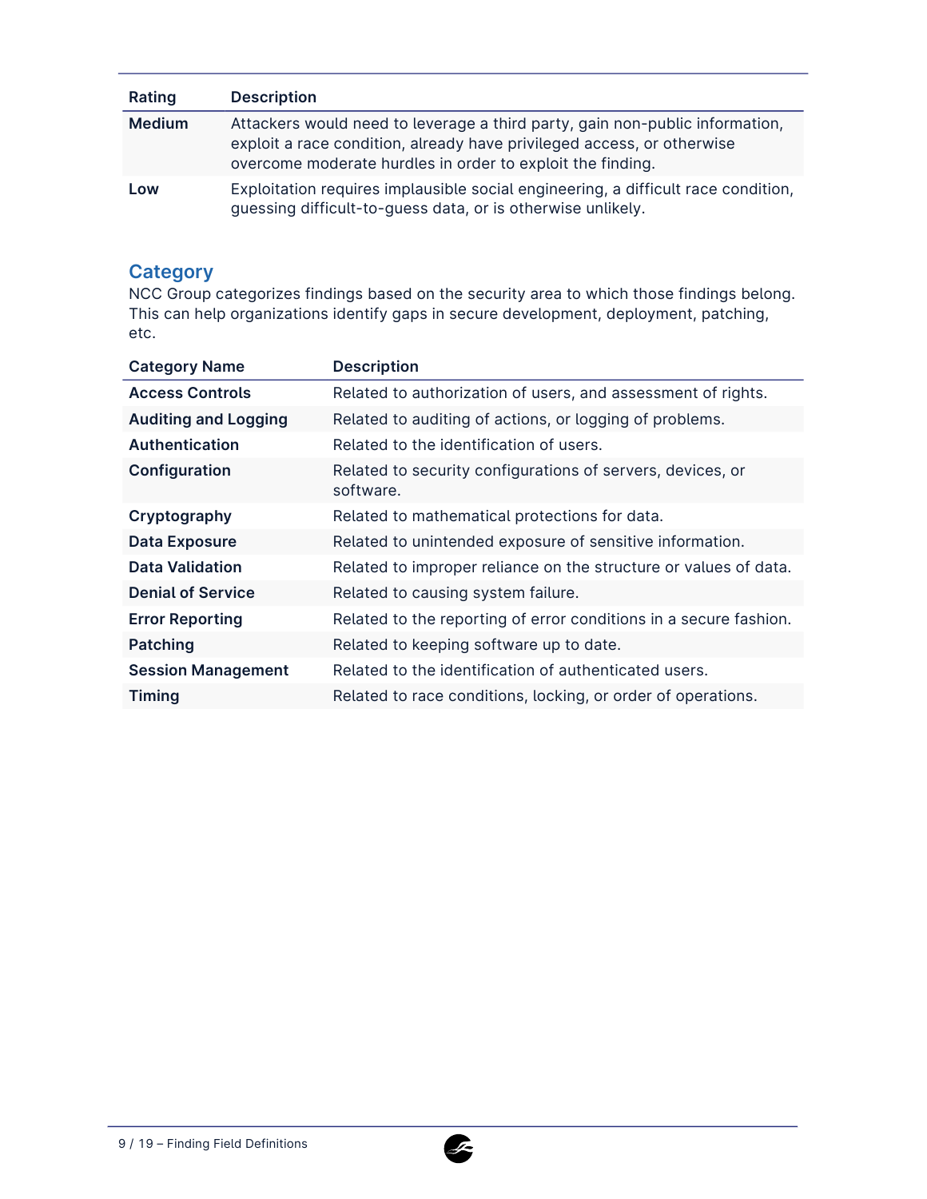| Rating | Description |
|---|---|
| **Medium** | Attackers would need to leverage a third party, gain non-public information, exploit a race condition, already have privileged access, or otherwise overcome moderate hurdles in order to exploit the finding. |
| **Low** | Exploitation requires implausible social engineering, a difficult race condition, guessing difficult-to-guess data, or is otherwise unlikely. |

## Category

NCC Group categorizes findings based on the security area to which those findings belong. This can help organizations identify gaps in secure development, deployment, patching, etc.

| Category Name | Description |
|---|---|
| **Access Controls** | Related to authorization of users, and assessment of rights. |
| **Auditing and Logging** | Related to auditing of actions, or logging of problems. |
| **Authentication** | Related to the identification of users. |
| **Configuration** | Related to security configurations of servers, devices, or software. |
| **Cryptography** | Related to mathematical protections for data. |
| **Data Exposure** | Related to unintended exposure of sensitive information. |
| **Data Validation** | Related to improper reliance on the structure or values of data. |
| **Denial of Service** | Related to causing system failure. |
| **Error Reporting** | Related to the reporting of error conditions in a secure fashion. |
| **Patching** | Related to keeping software up to date. |
| **Session Management** | Related to the identification of authenticated users. |
| **Timing** | Related to race conditions, locking, or order of operations. |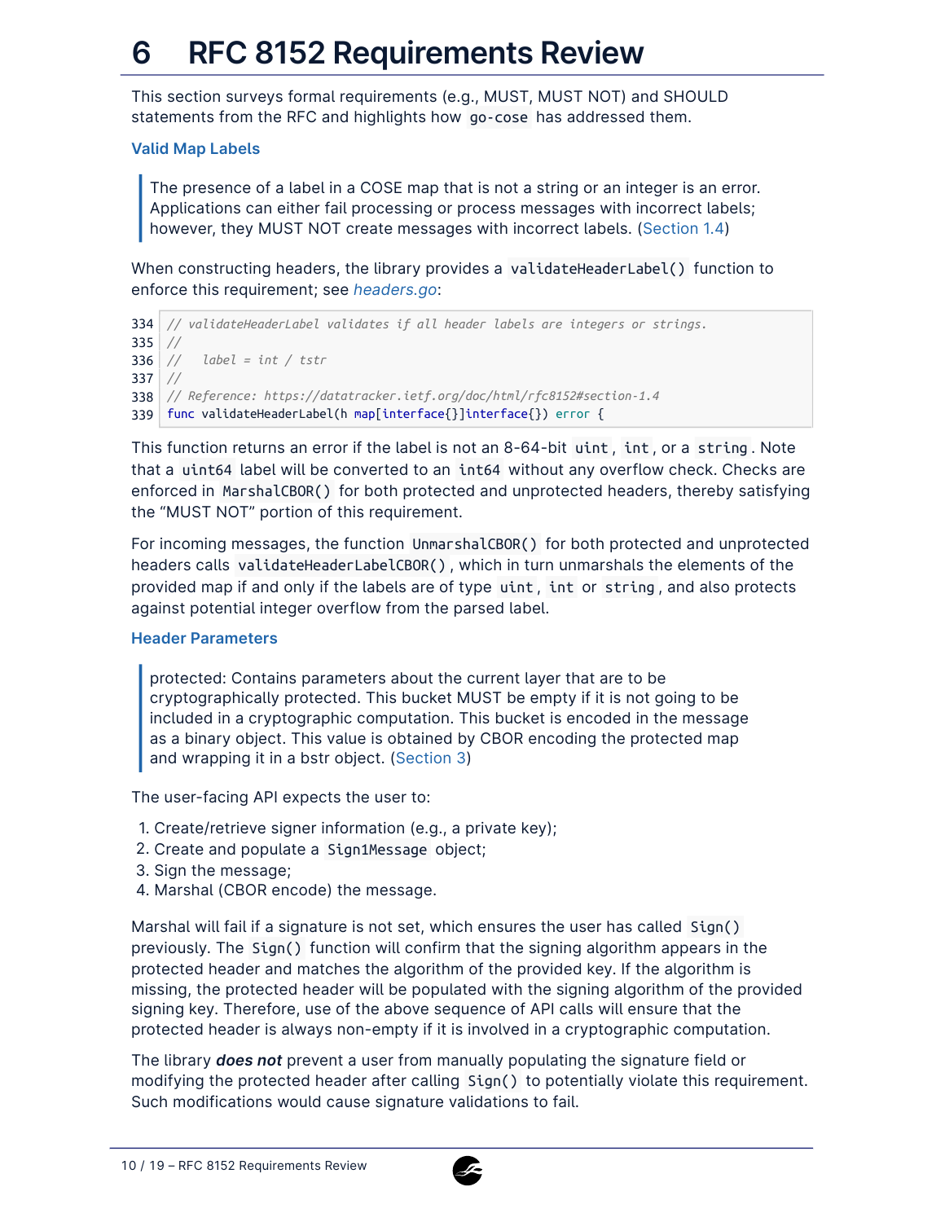# 6 RFC 8152 Requirements Review

This section surveys formal requirements (e.g., MUST, MUST NOT) and SHOULD statements from the RFC and highlights how `go-cose` has addressed them.

### Valid Map Labels

> The presence of a label in a COSE map that is not a string or an integer is an error. Applications can either fail processing or process messages with incorrect labels; however, they MUST NOT create messages with incorrect labels. (Section 1.4)

When constructing headers, the library provides a `validateHeaderLabel()` function to enforce this requirement; see *headers.go*:

```
334 // validateHeaderLabel validates if all header labels are integers or strings.
335 //
336 //   label = int / tstr
337 //
338 // Reference: https://datatracker.ietf.org/doc/html/rfc8152#section-1.4
339 func validateHeaderLabel(h map[interface{}]interface{}) error {
```

This function returns an error if the label is not an 8-64-bit `uint`, `int`, or a `string`. Note that a `uint64` label will be converted to an `int64` without any overflow check. Checks are enforced in `MarshalCBOR()` for both protected and unprotected headers, thereby satisfying the "MUST NOT" portion of this requirement.

For incoming messages, the function `UnmarshalCBOR()` for both protected and unprotected headers calls `validateHeaderLabelCBOR()`, which in turn unmarshals the elements of the provided map if and only if the labels are of type `uint`, `int` or `string`, and also protects against potential integer overflow from the parsed label.

### Header Parameters

> protected: Contains parameters about the current layer that are to be cryptographically protected. This bucket MUST be empty if it is not going to be included in a cryptographic computation. This bucket is encoded in the message as a binary object. This value is obtained by CBOR encoding the protected map and wrapping it in a bstr object. (Section 3)

The user-facing API expects the user to:

1. Create/retrieve signer information (e.g., a private key);
2. Create and populate a `Sign1Message` object;
3. Sign the message;
4. Marshal (CBOR encode) the message.

Marshal will fail if a signature is not set, which ensures the user has called `Sign()` previously. The `Sign()` function will confirm that the signing algorithm appears in the protected header and matches the algorithm of the provided key. If the algorithm is missing, the protected header will be populated with the signing algorithm of the provided signing key. Therefore, use of the above sequence of API calls will ensure that the protected header is always non-empty if it is involved in a cryptographic computation.

The library ***does not*** prevent a user from manually populating the signature field or modifying the protected header after calling `Sign()` to potentially violate this requirement. Such modifications would cause signature validations to fail.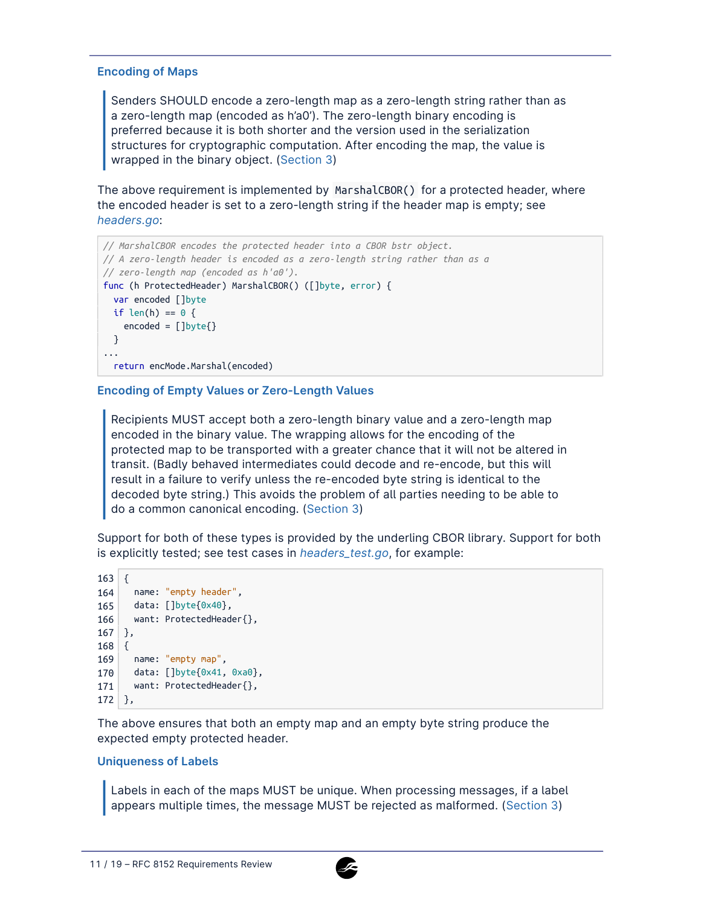### Encoding of Maps

> Senders SHOULD encode a zero-length map as a zero-length string rather than as a zero-length map (encoded as h’a0’). The zero-length binary encoding is preferred because it is both shorter and the version used in the serialization structures for cryptographic computation. After encoding the map, the value is wrapped in the binary object. (Section 3)

The above requirement is implemented by `MarshalCBOR()` for a protected header, where the encoded header is set to a zero-length string if the header map is empty; see *headers.go*:

```go
// MarshalCBOR encodes the protected header into a CBOR bstr object.
// A zero-length header is encoded as a zero-length string rather than as a
// zero-length map (encoded as h'a0').
func (h ProtectedHeader) MarshalCBOR() ([]byte, error) {
  var encoded []byte
  if len(h) == 0 {
    encoded = []byte{}
  }
...
  return encMode.Marshal(encoded)
```

### Encoding of Empty Values or Zero-Length Values

> Recipients MUST accept both a zero-length binary value and a zero-length map encoded in the binary value. The wrapping allows for the encoding of the protected map to be transported with a greater chance that it will not be altered in transit. (Badly behaved intermediates could decode and re-encode, but this will result in a failure to verify unless the re-encoded byte string is identical to the decoded byte string.) This avoids the problem of all parties needing to be able to do a common canonical encoding. (Section 3)

Support for both of these types is provided by the underling CBOR library. Support for both is explicitly tested; see test cases in *headers_test.go*, for example:

```go
163 {
164   name: "empty header",
165   data: []byte{0x40},
166   want: ProtectedHeader{},
167 },
168 {
169   name: "empty map",
170   data: []byte{0x41, 0xa0},
171   want: ProtectedHeader{},
172 },
```

The above ensures that both an empty map and an empty byte string produce the expected empty protected header.

### Uniqueness of Labels

> Labels in each of the maps MUST be unique. When processing messages, if a label appears multiple times, the message MUST be rejected as malformed. (Section 3)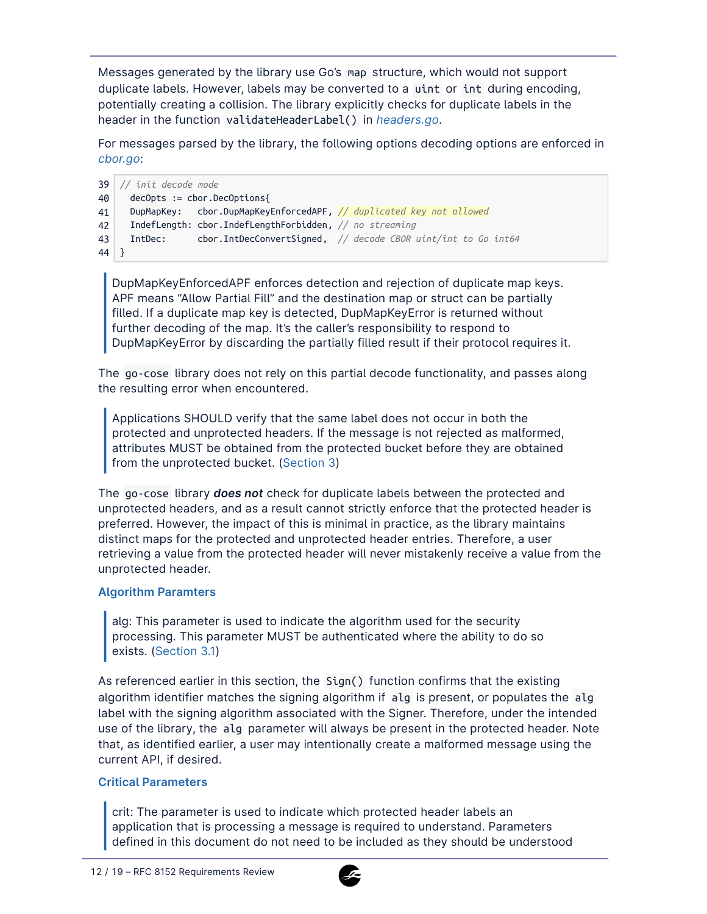Messages generated by the library use Go's `map` structure, which would not support duplicate labels. However, labels may be converted to a `uint` or `int` during encoding, potentially creating a collision. The library explicitly checks for duplicate labels in the header in the function `validateHeaderLabel()` in *headers.go*.

For messages parsed by the library, the following options decoding options are enforced in *cbor.go*:

```
39 // init decode mode
40   decOpts := cbor.DecOptions{
41   DupMapKey:   cbor.DupMapKeyEnforcedAPF, // duplicated key not allowed
42   IndefLength: cbor.IndefLengthForbidden, // no streaming
43   IntDec:      cbor.IntDecConvertSigned,  // decode CBOR uint/int to Go int64
44 }
```

> DupMapKeyEnforcedAPF enforces detection and rejection of duplicate map keys. APF means "Allow Partial Fill" and the destination map or struct can be partially filled. If a duplicate map key is detected, DupMapKeyError is returned without further decoding of the map. It's the caller's responsibility to respond to DupMapKeyError by discarding the partially filled result if their protocol requires it.

The `go-cose` library does not rely on this partial decode functionality, and passes along the resulting error when encountered.

> Applications SHOULD verify that the same label does not occur in both the protected and unprotected headers. If the message is not rejected as malformed, attributes MUST be obtained from the protected bucket before they are obtained from the unprotected bucket. (Section 3)

The `go-cose` library ***does not*** check for duplicate labels between the protected and unprotected headers, and as a result cannot strictly enforce that the protected header is preferred. However, the impact of this is minimal in practice, as the library maintains distinct maps for the protected and unprotected header entries. Therefore, a user retrieving a value from the protected header will never mistakenly receive a value from the unprotected header.

#### Algorithm Paramters

> alg: This parameter is used to indicate the algorithm used for the security processing. This parameter MUST be authenticated where the ability to do so exists. (Section 3.1)

As referenced earlier in this section, the `Sign()` function confirms that the existing algorithm identifier matches the signing algorithm if `alg` is present, or populates the `alg` label with the signing algorithm associated with the Signer. Therefore, under the intended use of the library, the `alg` parameter will always be present in the protected header. Note that, as identified earlier, a user may intentionally create a malformed message using the current API, if desired.

#### Critical Parameters

> crit: The parameter is used to indicate which protected header labels an application that is processing a message is required to understand. Parameters defined in this document do not need to be included as they should be understood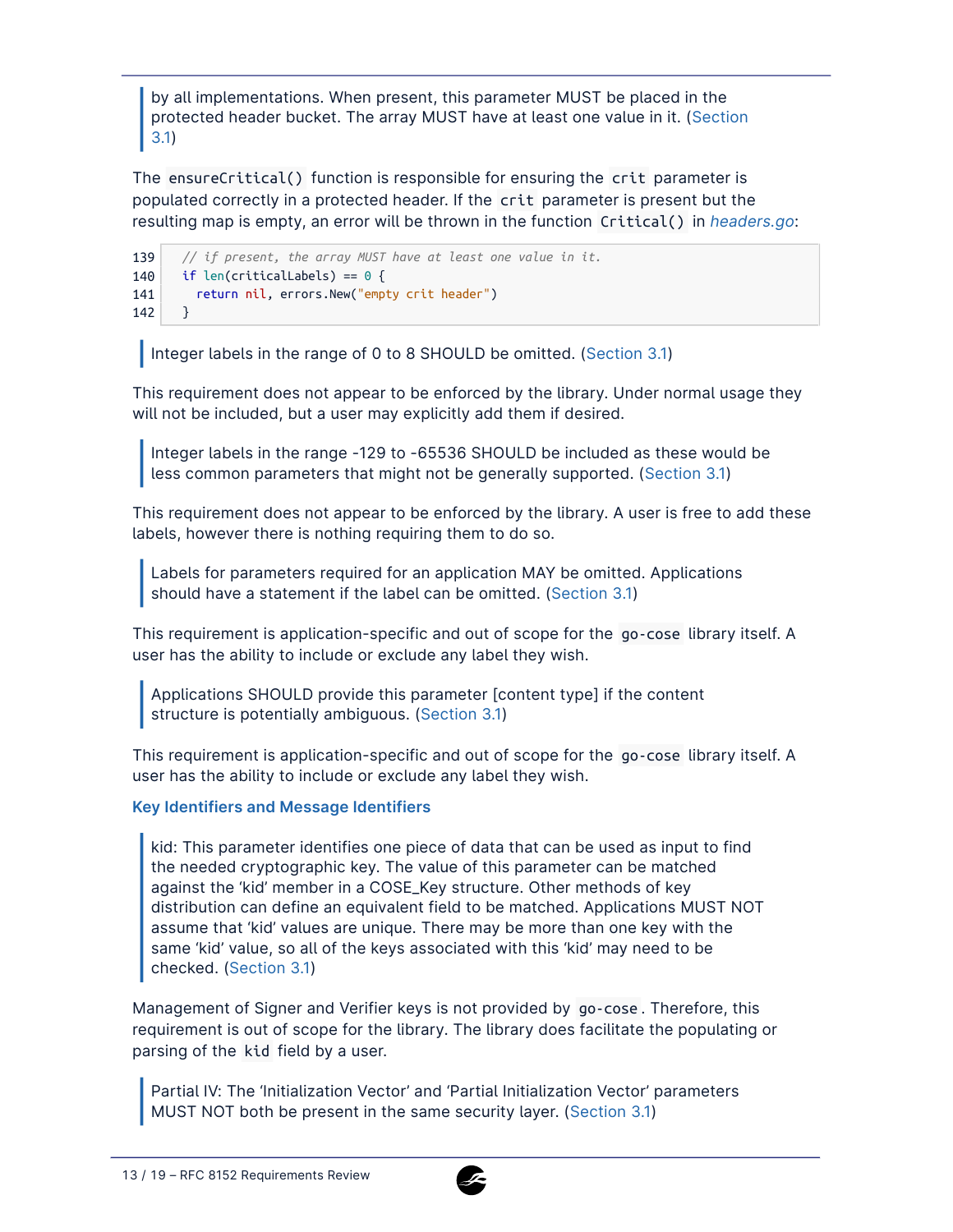> by all implementations. When present, this parameter MUST be placed in the protected header bucket. The array MUST have at least one value in it. (Section 3.1)

The `ensureCritical()` function is responsible for ensuring the `crit` parameter is populated correctly in a protected header. If the `crit` parameter is present but the resulting map is empty, an error will be thrown in the function `Critical()` in *headers.go*:

```
139   // if present, the array MUST have at least one value in it.
140   if len(criticalLabels) == 0 {
141     return nil, errors.New("empty crit header")
142   }
```

> Integer labels in the range of 0 to 8 SHOULD be omitted. (Section 3.1)

This requirement does not appear to be enforced by the library. Under normal usage they will not be included, but a user may explicitly add them if desired.

> Integer labels in the range -129 to -65536 SHOULD be included as these would be less common parameters that might not be generally supported. (Section 3.1)

This requirement does not appear to be enforced by the library. A user is free to add these labels, however there is nothing requiring them to do so.

> Labels for parameters required for an application MAY be omitted. Applications should have a statement if the label can be omitted. (Section 3.1)

This requirement is application-specific and out of scope for the `go-cose` library itself. A user has the ability to include or exclude any label they wish.

> Applications SHOULD provide this parameter [content type] if the content structure is potentially ambiguous. (Section 3.1)

This requirement is application-specific and out of scope for the `go-cose` library itself. A user has the ability to include or exclude any label they wish.

### Key Identifiers and Message Identifiers

> kid: This parameter identifies one piece of data that can be used as input to find the needed cryptographic key. The value of this parameter can be matched against the 'kid' member in a COSE_Key structure. Other methods of key distribution can define an equivalent field to be matched. Applications MUST NOT assume that 'kid' values are unique. There may be more than one key with the same 'kid' value, so all of the keys associated with this 'kid' may need to be checked. (Section 3.1)

Management of Signer and Verifier keys is not provided by `go-cose`. Therefore, this requirement is out of scope for the library. The library does facilitate the populating or parsing of the `kid` field by a user.

> Partial IV: The 'Initialization Vector' and 'Partial Initialization Vector' parameters MUST NOT both be present in the same security layer. (Section 3.1)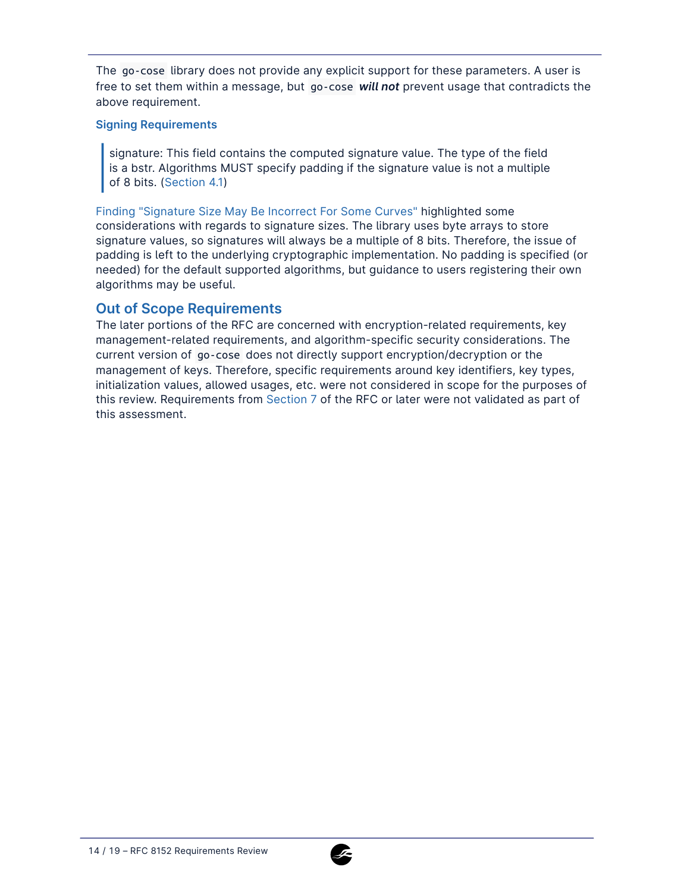The `go-cose` library does not provide any explicit support for these parameters. A user is free to set them within a message, but `go-cose` ***will not*** prevent usage that contradicts the above requirement.

### Signing Requirements

> signature: This field contains the computed signature value. The type of the field is a bstr. Algorithms MUST specify padding if the signature value is not a multiple of 8 bits. (Section 4.1)

Finding "Signature Size May Be Incorrect For Some Curves" highlighted some considerations with regards to signature sizes. The library uses byte arrays to store signature values, so signatures will always be a multiple of 8 bits. Therefore, the issue of padding is left to the underlying cryptographic implementation. No padding is specified (or needed) for the default supported algorithms, but guidance to users registering their own algorithms may be useful.

## Out of Scope Requirements

The later portions of the RFC are concerned with encryption-related requirements, key management-related requirements, and algorithm-specific security considerations. The current version of `go-cose` does not directly support encryption/decryption or the management of keys. Therefore, specific requirements around key identifiers, key types, initialization values, allowed usages, etc. were not considered in scope for the purposes of this review. Requirements from Section 7 of the RFC or later were not validated as part of this assessment.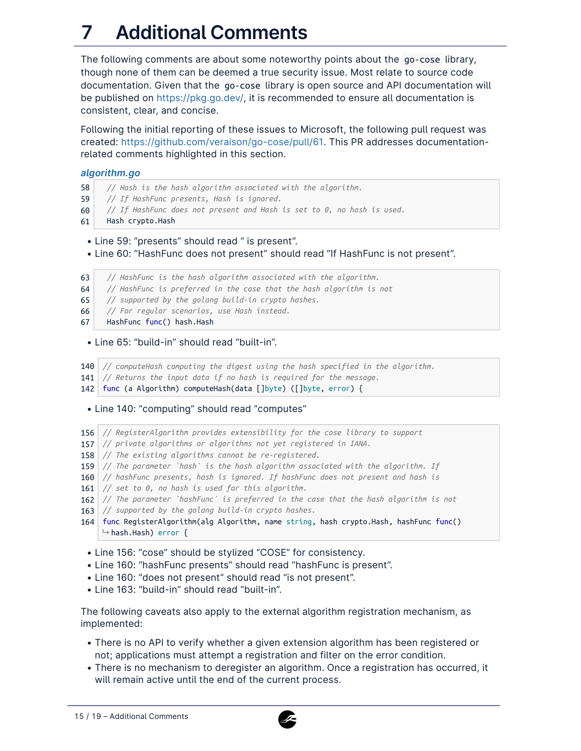# 7 Additional Comments

The following comments are about some noteworthy points about the `go-cose` library, though none of them can be deemed a true security issue. Most relate to source code documentation. Given that the `go-cose` library is open source and API documentation will be published on https://pkg.go.dev/, it is recommended to ensure all documentation is consistent, clear, and concise.

Following the initial reporting of these issues to Microsoft, the following pull request was created: https://github.com/veraison/go-cose/pull/61. This PR addresses documentation-related comments highlighted in this section.

### *algorithm.go*

```
58    // Hash is the hash algorithm associated with the algorithm.
59    // If HashFunc presents, Hash is ignored.
60    // If HashFunc does not present and Hash is set to 0, no hash is used.
61    Hash crypto.Hash
```

- Line 59: “presents” should read “ is present”.
- Line 60: “HashFunc does not present” should read “If HashFunc is not present”.

```
63    // HashFunc is the hash algorithm associated with the algorithm.
64    // HashFunc is preferred in the case that the hash algorithm is not
65    // supported by the golang build-in crypto hashes.
66    // For regular scenarios, use Hash instead.
67    HashFunc func() hash.Hash
```

- Line 65: “build-in” should read “built-in”.

```
140 // computeHash computing the digest using the hash specified in the algorithm.
141 // Returns the input data if no hash is required for the message.
142 func (a Algorithm) computeHash(data []byte) ([]byte, error) {
```

- Line 140: “computing” should read “computes”

```
156 // RegisterAlgorithm provides extensibility for the cose library to support
157 // private algorithms or algorithms not yet registered in IANA.
158 // The existing algorithms cannot be re-registered.
159 // The parameter `hash` is the hash algorithm associated with the algorithm. If
160 // hashFunc presents, hash is ignored. If hashFunc does not present and hash is
161 // set to 0, no hash is used for this algorithm.
162 // The parameter `hashFunc` is preferred in the case that the hash algorithm is not
163 // supported by the golang build-in crypto hashes.
164 func RegisterAlgorithm(alg Algorithm, name string, hash crypto.Hash, hashFunc func()
    ↪ hash.Hash) error {
```

- Line 156: “cose” should be stylized “COSE” for consistency.
- Line 160: “hashFunc presents” should read “hashFunc is present”.
- Line 160: “does not present” should read “is not present”.
- Line 163: “build-in” should read “built-in”.

The following caveats also apply to the external algorithm registration mechanism, as implemented:

- There is no API to verify whether a given extension algorithm has been registered or not; applications must attempt a registration and filter on the error condition.
- There is no mechanism to deregister an algorithm. Once a registration has occurred, it will remain active until the end of the current process.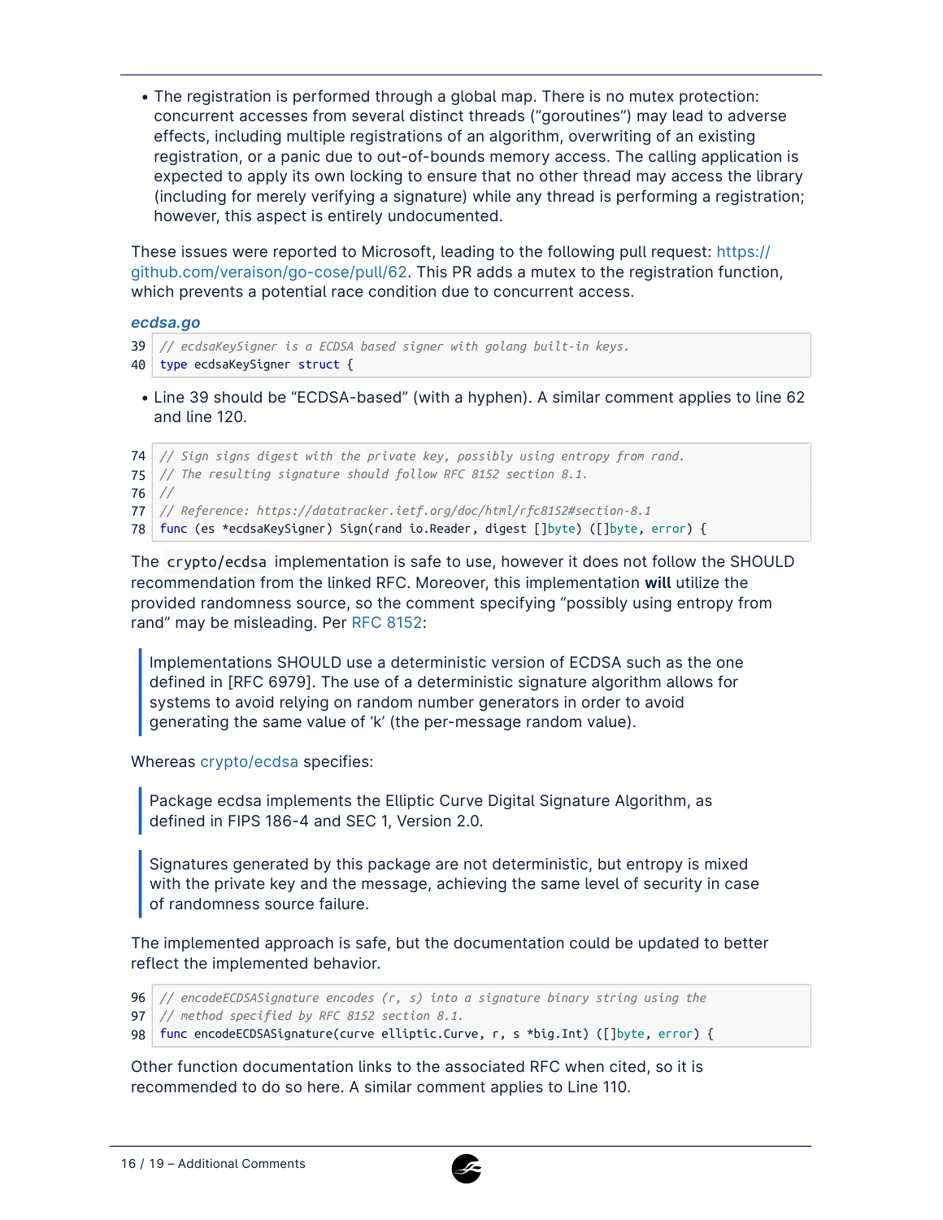- The registration is performed through a global map. There is no mutex protection: concurrent accesses from several distinct threads ("goroutines") may lead to adverse effects, including multiple registrations of an algorithm, overwriting of an existing registration, or a panic due to out-of-bounds memory access. The calling application is expected to apply its own locking to ensure that no other thread may access the library (including for merely verifying a signature) while any thread is performing a registration; however, this aspect is entirely undocumented.

These issues were reported to Microsoft, leading to the following pull request: https://github.com/veraison/go-cose/pull/62. This PR adds a mutex to the registration function, which prevents a potential race condition due to concurrent access.

***ecdsa.go***

```
39 // ecdsaKeySigner is a ECDSA based signer with golang built-in keys.
40 type ecdsaKeySigner struct {
```

- Line 39 should be "ECDSA-based" (with a hyphen). A similar comment applies to line 62 and line 120.

```
74 // Sign signs digest with the private key, possibly using entropy from rand.
75 // The resulting signature should follow RFC 8152 section 8.1.
76 //
77 // Reference: https://datatracker.ietf.org/doc/html/rfc8152#section-8.1
78 func (es *ecdsaKeySigner) Sign(rand io.Reader, digest []byte) ([]byte, error) {
```

The `crypto/ecdsa` implementation is safe to use, however it does not follow the SHOULD recommendation from the linked RFC. Moreover, this implementation **will** utilize the provided randomness source, so the comment specifying "possibly using entropy from rand" may be misleading. Per RFC 8152:

> Implementations SHOULD use a deterministic version of ECDSA such as the one defined in [RFC 6979]. The use of a deterministic signature algorithm allows for systems to avoid relying on random number generators in order to avoid generating the same value of 'k' (the per-message random value).

Whereas crypto/ecdsa specifies:

> Package ecdsa implements the Elliptic Curve Digital Signature Algorithm, as defined in FIPS 186-4 and SEC 1, Version 2.0.

> Signatures generated by this package are not deterministic, but entropy is mixed with the private key and the message, achieving the same level of security in case of randomness source failure.

The implemented approach is safe, but the documentation could be updated to better reflect the implemented behavior.

```
96 // encodeECDSASignature encodes (r, s) into a signature binary string using the
97 // method specified by RFC 8152 section 8.1.
98 func encodeECDSASignature(curve elliptic.Curve, r, s *big.Int) ([]byte, error) {
```

Other function documentation links to the associated RFC when cited, so it is recommended to do so here. A similar comment applies to Line 110.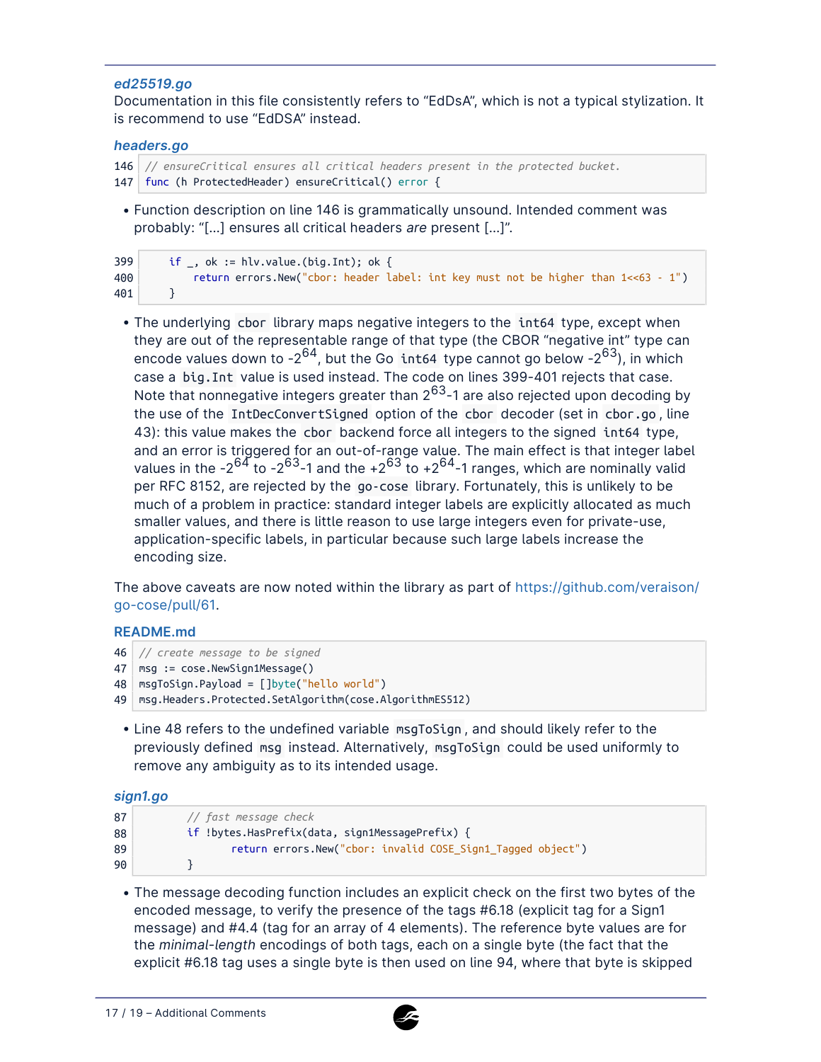### *ed25519.go*

Documentation in this file consistently refers to “EdDsA”, which is not a typical stylization. It is recommend to use “EdDSA” instead.

### *headers.go*

```
146  // ensureCritical ensures all critical headers present in the protected bucket.
147  func (h ProtectedHeader) ensureCritical() error {
```

- Function description on line 146 is grammatically unsound. Intended comment was probably: “[...] ensures all critical headers *are* present [...]”.

```
399      if _, ok := hlv.value.(big.Int); ok {
400          return errors.New("cbor: header label: int key must not be higher than 1<<63 - 1")
401      }
```

- The underlying `cbor` library maps negative integers to the `int64` type, except when they are out of the representable range of that type (the CBOR “negative int” type can encode values down to $-2^{64}$, but the Go `int64` type cannot go below $-2^{63}$), in which case a `big.Int` value is used instead. The code on lines 399-401 rejects that case. Note that nonnegative integers greater than $2^{63}$-1 are also rejected upon decoding by the use of the `IntDecConvertSigned` option of the `cbor` decoder (set in `cbor.go`, line 43): this value makes the `cbor` backend force all integers to the signed `int64` type, and an error is triggered for an out-of-range value. The main effect is that integer label values in the $-2^{64}$ to $-2^{63}$-1 and the $+2^{63}$ to $+2^{64}$-1 ranges, which are nominally valid per RFC 8152, are rejected by the `go-cose` library. Fortunately, this is unlikely to be much of a problem in practice: standard integer labels are explicitly allocated as much smaller values, and there is little reason to use large integers even for private-use, application-specific labels, in particular because such large labels increase the encoding size.

The above caveats are now noted within the library as part of https://github.com/veraison/go-cose/pull/61.

### README.md

```
46  // create message to be signed
47  msg := cose.NewSign1Message()
48  msgToSign.Payload = []byte("hello world")
49  msg.Headers.Protected.SetAlgorithm(cose.AlgorithmES512)
```

- Line 48 refers to the undefined variable `msgToSign`, and should likely refer to the previously defined `msg` instead. Alternatively, `msgToSign` could be used uniformly to remove any ambiguity as to its intended usage.

### *sign1.go*

```
87        // fast message check
88        if !bytes.HasPrefix(data, sign1MessagePrefix) {
89                return errors.New("cbor: invalid COSE_Sign1_Tagged object")
90        }
```

- The message decoding function includes an explicit check on the first two bytes of the encoded message, to verify the presence of the tags #6.18 (explicit tag for a Sign1 message) and #4.4 (tag for an array of 4 elements). The reference byte values are for the *minimal-length* encodings of both tags, each on a single byte (the fact that the explicit #6.18 tag uses a single byte is then used on line 94, where that byte is skipped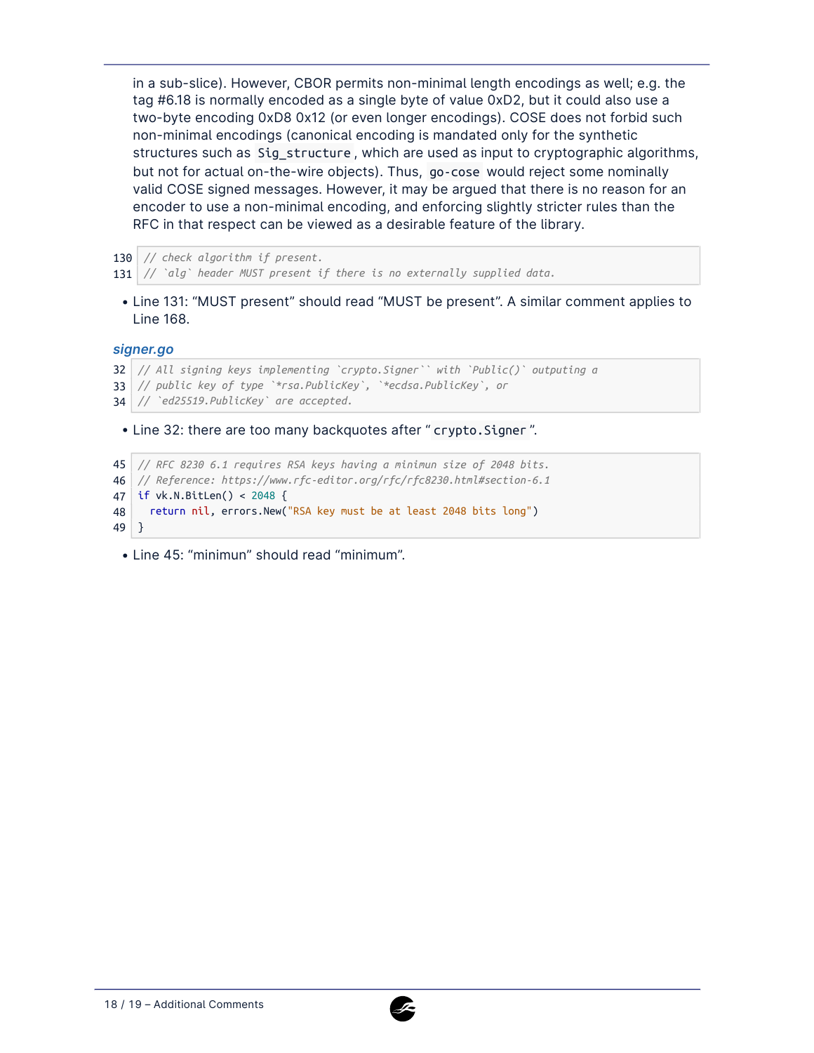in a sub-slice). However, CBOR permits non-minimal length encodings as well; e.g. the tag #6.18 is normally encoded as a single byte of value 0xD2, but it could also use a two-byte encoding 0xD8 0x12 (or even longer encodings). COSE does not forbid such non-minimal encodings (canonical encoding is mandated only for the synthetic structures such as `Sig_structure`, which are used as input to cryptographic algorithms, but not for actual on-the-wire objects). Thus, `go-cose` would reject some nominally valid COSE signed messages. However, it may be argued that there is no reason for an encoder to use a non-minimal encoding, and enforcing slightly stricter rules than the RFC in that respect can be viewed as a desirable feature of the library.

```
130 // check algorithm if present.
131 // `alg` header MUST present if there is no externally supplied data.
```

- Line 131: "MUST present" should read "MUST be present". A similar comment applies to Line 168.

### signer.go

```
32 // All signing keys implementing `crypto.Signer`` with `Public()` outputting a
33 // public key of type `*rsa.PublicKey`, `*ecdsa.PublicKey`, or
34 // `ed25519.PublicKey` are accepted.
```

- Line 32: there are too many backquotes after "`crypto.Signer`".

```
45 // RFC 8230 6.1 requires RSA keys having a minimun size of 2048 bits.
46 // Reference: https://www.rfc-editor.org/rfc/rfc8230.html#section-6.1
47 if vk.N.BitLen() < 2048 {
48   return nil, errors.New("RSA key must be at least 2048 bits long")
49 }
```

- Line 45: "minimun" should read "minimum".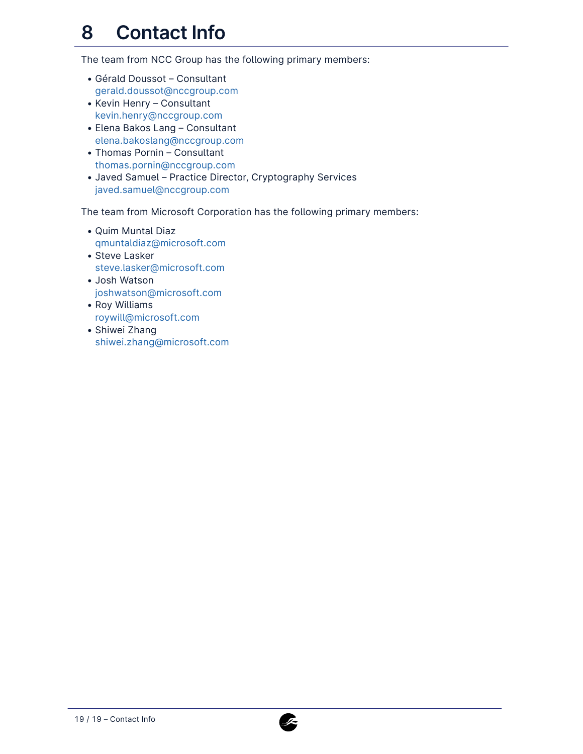# 8 Contact Info

The team from NCC Group has the following primary members:

- Gérald Doussot – Consultant
  gerald.doussot@nccgroup.com
- Kevin Henry – Consultant
  kevin.henry@nccgroup.com
- Elena Bakos Lang – Consultant
  elena.bakoslang@nccgroup.com
- Thomas Pornin – Consultant
  thomas.pornin@nccgroup.com
- Javed Samuel – Practice Director, Cryptography Services
  javed.samuel@nccgroup.com

The team from Microsoft Corporation has the following primary members:

- Quim Muntal Diaz
  qmuntaldiaz@microsoft.com
- Steve Lasker
  steve.lasker@microsoft.com
- Josh Watson
  joshwatson@microsoft.com
- Roy Williams
  roywill@microsoft.com
- Shiwei Zhang
  shiwei.zhang@microsoft.com